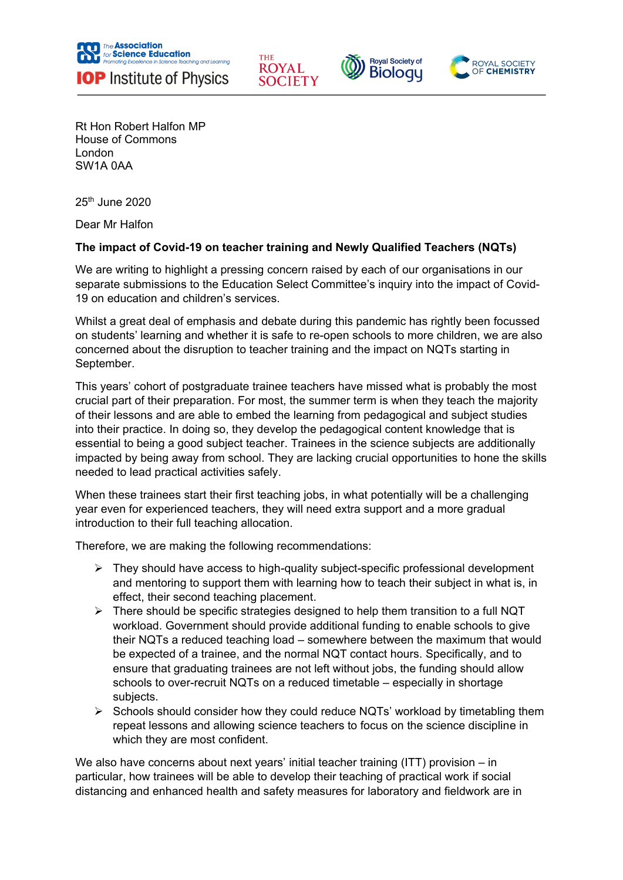Rt Hon Robert Halfon MP
House of Commons
London
SW1A 0AA

25th June 2020

Dear Mr Halfon

**The impact of Covid-19 on teacher training and Newly Qualified Teachers (NQTs)**

We are writing to highlight a pressing concern raised by each of our organisations in our separate submissions to the Education Select Committee's inquiry into the impact of Covid-19 on education and children's services.

Whilst a great deal of emphasis and debate during this pandemic has rightly been focussed on students' learning and whether it is safe to re-open schools to more children, we are also concerned about the disruption to teacher training and the impact on NQTs starting in September.

This years' cohort of postgraduate trainee teachers have missed what is probably the most crucial part of their preparation. For most, the summer term is when they teach the majority of their lessons and are able to embed the learning from pedagogical and subject studies into their practice. In doing so, they develop the pedagogical content knowledge that is essential to being a good subject teacher. Trainees in the science subjects are additionally impacted by being away from school. They are lacking crucial opportunities to hone the skills needed to lead practical activities safely.

When these trainees start their first teaching jobs, in what potentially will be a challenging year even for experienced teachers, they will need extra support and a more gradual introduction to their full teaching allocation.

Therefore, we are making the following recommendations:

- They should have access to high-quality subject-specific professional development and mentoring to support them with learning how to teach their subject in what is, in effect, their second teaching placement.
- There should be specific strategies designed to help them transition to a full NQT workload. Government should provide additional funding to enable schools to give their NQTs a reduced teaching load – somewhere between the maximum that would be expected of a trainee, and the normal NQT contact hours. Specifically, and to ensure that graduating trainees are not left without jobs, the funding should allow schools to over-recruit NQTs on a reduced timetable – especially in shortage subjects.
- Schools should consider how they could reduce NQTs' workload by timetabling them repeat lessons and allowing science teachers to focus on the science discipline in which they are most confident.

We also have concerns about next years' initial teacher training (ITT) provision – in particular, how trainees will be able to develop their teaching of practical work if social distancing and enhanced health and safety measures for laboratory and fieldwork are in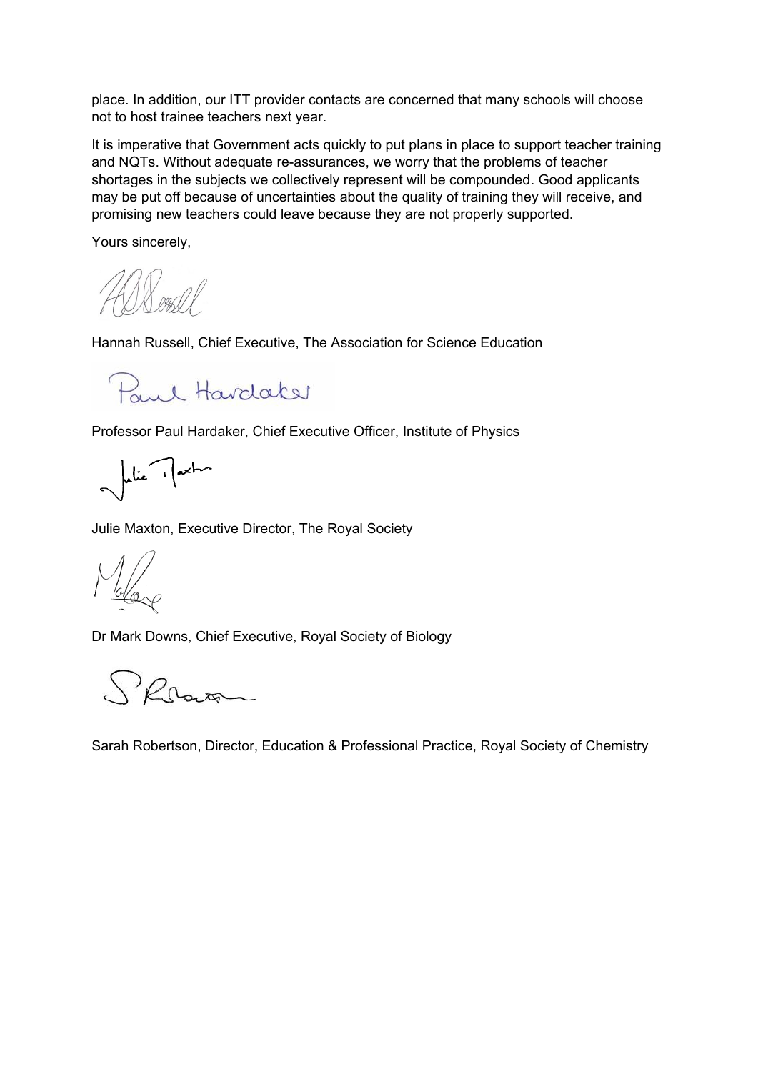place. In addition, our ITT provider contacts are concerned that many schools will choose not to host trainee teachers next year.

It is imperative that Government acts quickly to put plans in place to support teacher training and NQTs. Without adequate re-assurances, we worry that the problems of teacher shortages in the subjects we collectively represent will be compounded. Good applicants may be put off because of uncertainties about the quality of training they will receive, and promising new teachers could leave because they are not properly supported.

Yours sincerely,

Hannah Russell, Chief Executive, The Association for Science Education

Professor Paul Hardaker, Chief Executive Officer, Institute of Physics

Julie Maxton, Executive Director, The Royal Society

Dr Mark Downs, Chief Executive, Royal Society of Biology

Sarah Robertson, Director, Education & Professional Practice, Royal Society of Chemistry